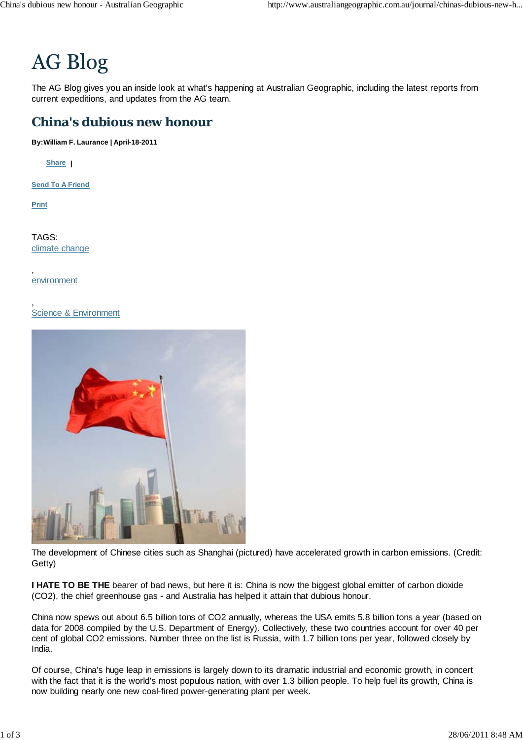# AG Blog

The AG Blog gives you an inside look at what's happening at Australian Geographic, including the latest reports from current expeditions, and updates from the AG team.

## China's dubious new honour

**By:William F. Laurance | April-18-2011**

Share |

Send To A Friend

Print

TAGS:
climate change
,
environment
,
Science & Environment

The development of Chinese cities such as Shanghai (pictured) have accelerated growth in carbon emissions. (Credit: Getty)

**I HATE TO BE THE** bearer of bad news, but here it is: China is now the biggest global emitter of carbon dioxide ($CO_2$), the chief greenhouse gas - and Australia has helped it attain that dubious honour.

China now spews out about 6.5 billion tons of $CO_2$ annually, whereas the USA emits 5.8 billion tons a year (based on data for 2008 compiled by the U.S. Department of Energy). Collectively, these two countries account for over 40 per cent of global $CO_2$ emissions. Number three on the list is Russia, with 1.7 billion tons per year, followed closely by India.

Of course, China's huge leap in emissions is largely down to its dramatic industrial and economic growth, in concert with the fact that it is the world's most populous nation, with over 1.3 billion people. To help fuel its growth, China is now building nearly one new coal-fired power-generating plant per week.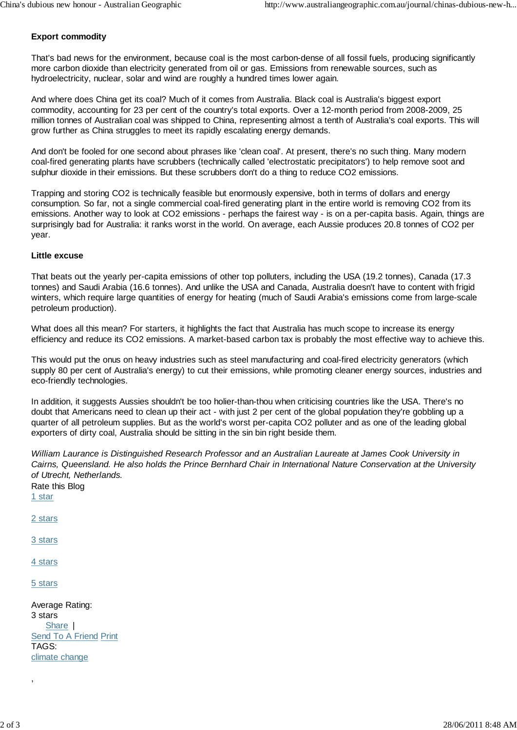### Export commodity

That's bad news for the environment, because coal is the most carbon-dense of all fossil fuels, producing significantly more carbon dioxide than electricity generated from oil or gas. Emissions from renewable sources, such as hydroelectricity, nuclear, solar and wind are roughly a hundred times lower again.

And where does China get its coal? Much of it comes from Australia. Black coal is Australia's biggest export commodity, accounting for 23 per cent of the country's total exports. Over a 12-month period from 2008-2009, 25 million tonnes of Australian coal was shipped to China, representing almost a tenth of Australia's coal exports. This will grow further as China struggles to meet its rapidly escalating energy demands.

And don't be fooled for one second about phrases like 'clean coal'. At present, there's no such thing. Many modern coal-fired generating plants have scrubbers (technically called 'electrostatic precipitators') to help remove soot and sulphur dioxide in their emissions. But these scrubbers don't do a thing to reduce $CO_2$ emissions.

Trapping and storing $CO_2$ is technically feasible but enormously expensive, both in terms of dollars and energy consumption. So far, not a single commercial coal-fired generating plant in the entire world is removing $CO_2$ from its emissions. Another way to look at $CO_2$ emissions - perhaps the fairest way - is on a per-capita basis. Again, things are surprisingly bad for Australia: it ranks worst in the world. On average, each Aussie produces 20.8 tonnes of $CO_2$ per year.

### Little excuse

That beats out the yearly per-capita emissions of other top polluters, including the USA (19.2 tonnes), Canada (17.3 tonnes) and Saudi Arabia (16.6 tonnes). And unlike the USA and Canada, Australia doesn't have to content with frigid winters, which require large quantities of energy for heating (much of Saudi Arabia's emissions come from large-scale petroleum production).

What does all this mean? For starters, it highlights the fact that Australia has much scope to increase its energy efficiency and reduce its $CO_2$ emissions. A market-based carbon tax is probably the most effective way to achieve this.

This would put the onus on heavy industries such as steel manufacturing and coal-fired electricity generators (which supply 80 per cent of Australia's energy) to cut their emissions, while promoting cleaner energy sources, industries and eco-friendly technologies.

In addition, it suggests Aussies shouldn't be too holier-than-thou when criticising countries like the USA. There's no doubt that Americans need to clean up their act - with just 2 per cent of the global population they're gobbling up a quarter of all petroleum supplies. But as the world's worst per-capita $CO_2$ polluter and as one of the leading global exporters of dirty coal, Australia should be sitting in the sin bin right beside them.

*William Laurance is Distinguished Research Professor and an Australian Laureate at James Cook University in Cairns, Queensland. He also holds the Prince Bernhard Chair in International Nature Conservation at the University of Utrecht, Netherlands.*

Rate this Blog

1 star

2 stars

3 stars

4 stars

5 stars

Average Rating:
3 stars

Share |
Send To A Friend Print

TAGS:
climate change

,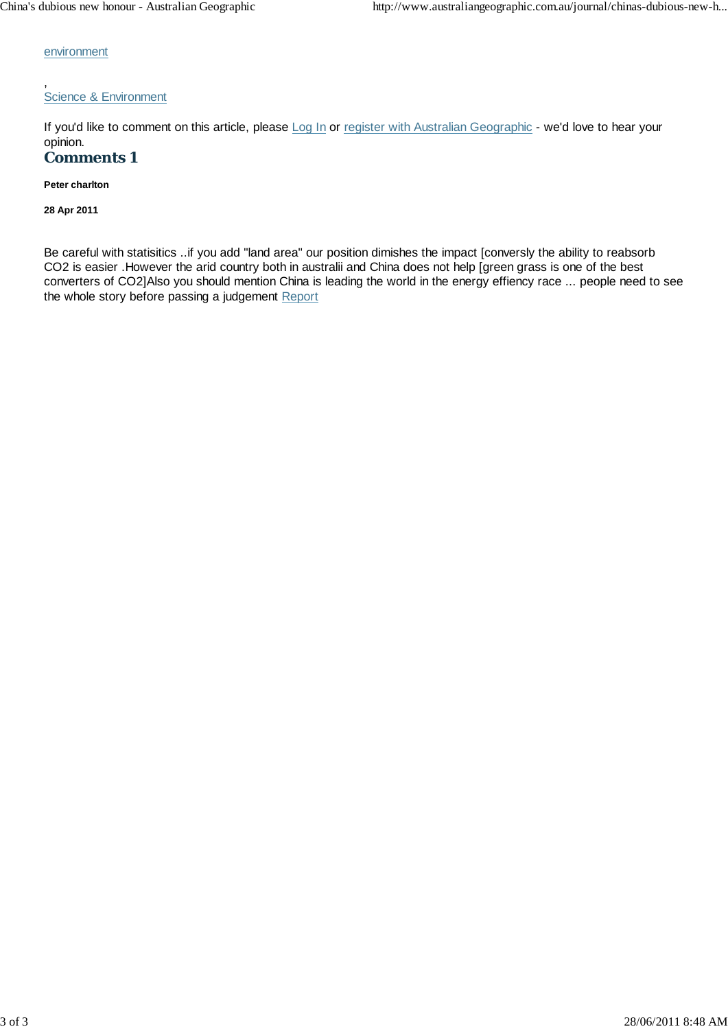environment

,
Science & Environment

If you'd like to comment on this article, please Log In or register with Australian Geographic - we'd love to hear your opinion.

## Comments 1

**Peter charlton**

**28 Apr 2011**

Be careful with statisitics ..if you add "land area" our position dimishes the impact [conversly the ability to reabsorb $CO_2$ is easier .However the arid country both in australii and China does not help [green grass is one of the best converters of $CO_2$]Also you should mention China is leading the world in the energy effiency race ... people need to see the whole story before passing a judgement Report